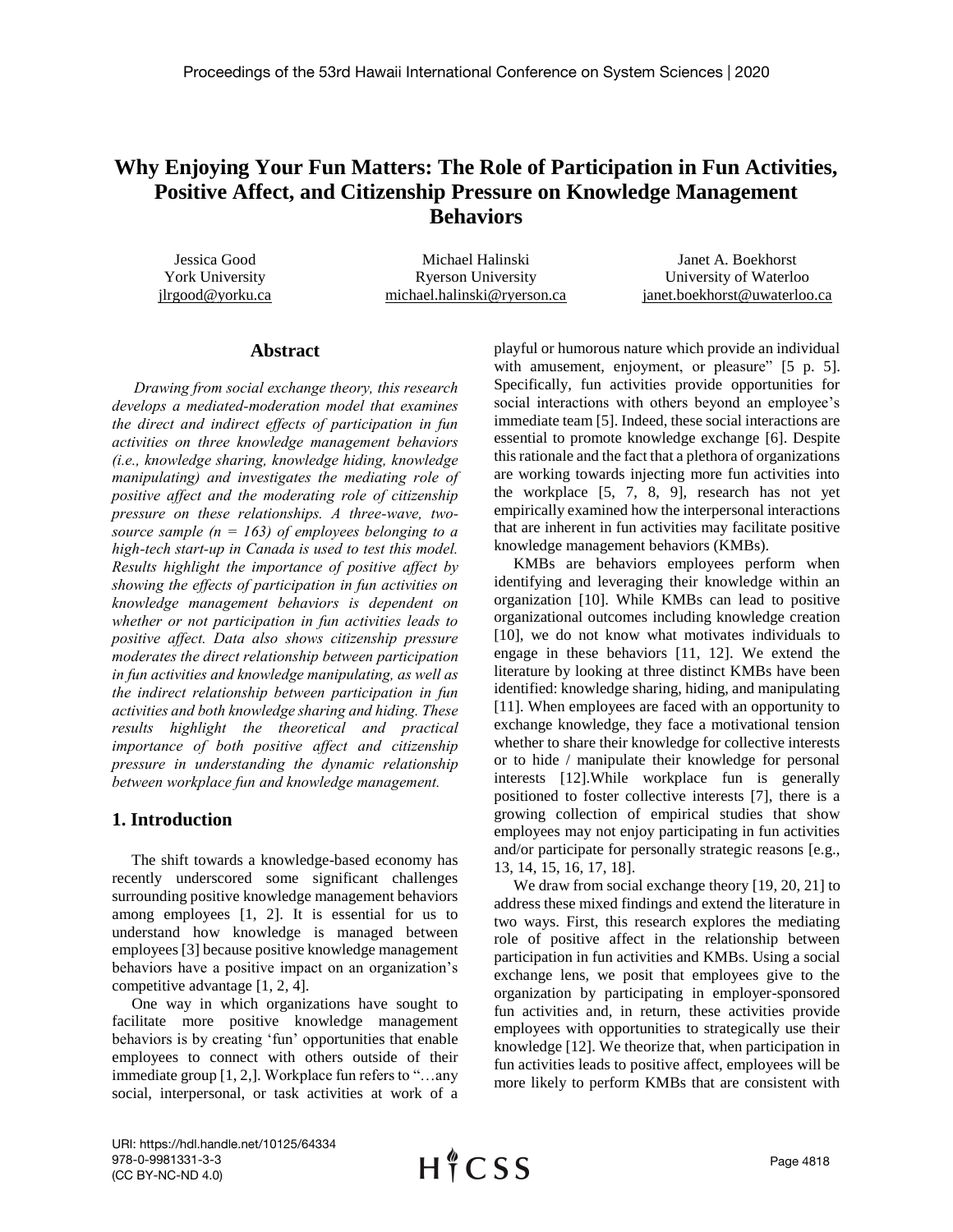# Why Enjoying Your Fun Matters: The Role of Participation in Fun Activities, Positive Affect, and Citizenship Pressure on Knowledge Management Behaviors

Jessica Good
York University
jlrgood@yorku.ca

Michael Halinski
Ryerson University
michael.halinski@ryerson.ca

Janet A. Boekhorst
University of Waterloo
janet.boekhorst@uwaterloo.ca

## Abstract

*Drawing from social exchange theory, this research develops a mediated-moderation model that examines the direct and indirect effects of participation in fun activities on three knowledge management behaviors (i.e., knowledge sharing, knowledge hiding, knowledge manipulating) and investigates the mediating role of positive affect and the moderating role of citizenship pressure on these relationships. A three-wave, two-source sample (n = 163) of employees belonging to a high-tech start-up in Canada is used to test this model. Results highlight the importance of positive affect by showing the effects of participation in fun activities on knowledge management behaviors is dependent on whether or not participation in fun activities leads to positive affect. Data also shows citizenship pressure moderates the direct relationship between participation in fun activities and knowledge manipulating, as well as the indirect relationship between participation in fun activities and both knowledge sharing and hiding. These results highlight the theoretical and practical importance of both positive affect and citizenship pressure in understanding the dynamic relationship between workplace fun and knowledge management.*

## 1. Introduction

The shift towards a knowledge-based economy has recently underscored some significant challenges surrounding positive knowledge management behaviors among employees [1, 2]. It is essential for us to understand how knowledge is managed between employees [3] because positive knowledge management behaviors have a positive impact on an organization's competitive advantage [1, 2, 4].

One way in which organizations have sought to facilitate more positive knowledge management behaviors is by creating 'fun' opportunities that enable employees to connect with others outside of their immediate group [1, 2,]. Workplace fun refers to "…any social, interpersonal, or task activities at work of a playful or humorous nature which provide an individual with amusement, enjoyment, or pleasure" [5 p. 5]. Specifically, fun activities provide opportunities for social interactions with others beyond an employee's immediate team [5]. Indeed, these social interactions are essential to promote knowledge exchange [6]. Despite this rationale and the fact that a plethora of organizations are working towards injecting more fun activities into the workplace [5, 7, 8, 9], research has not yet empirically examined how the interpersonal interactions that are inherent in fun activities may facilitate positive knowledge management behaviors (KMBs).

KMBs are behaviors employees perform when identifying and leveraging their knowledge within an organization [10]. While KMBs can lead to positive organizational outcomes including knowledge creation [10], we do not know what motivates individuals to engage in these behaviors [11, 12]. We extend the literature by looking at three distinct KMBs have been identified: knowledge sharing, hiding, and manipulating [11]. When employees are faced with an opportunity to exchange knowledge, they face a motivational tension whether to share their knowledge for collective interests or to hide / manipulate their knowledge for personal interests [12].While workplace fun is generally positioned to foster collective interests [7], there is a growing collection of empirical studies that show employees may not enjoy participating in fun activities and/or participate for personally strategic reasons [e.g., 13, 14, 15, 16, 17, 18].

We draw from social exchange theory [19, 20, 21] to address these mixed findings and extend the literature in two ways. First, this research explores the mediating role of positive affect in the relationship between participation in fun activities and KMBs. Using a social exchange lens, we posit that employees give to the organization by participating in employer-sponsored fun activities and, in return, these activities provide employees with opportunities to strategically use their knowledge [12]. We theorize that, when participation in fun activities leads to positive affect, employees will be more likely to perform KMBs that are consistent with

URI: https://hdl.handle.net/10125/64334
978-0-9981331-3-3
(CC BY-NC-ND 4.0)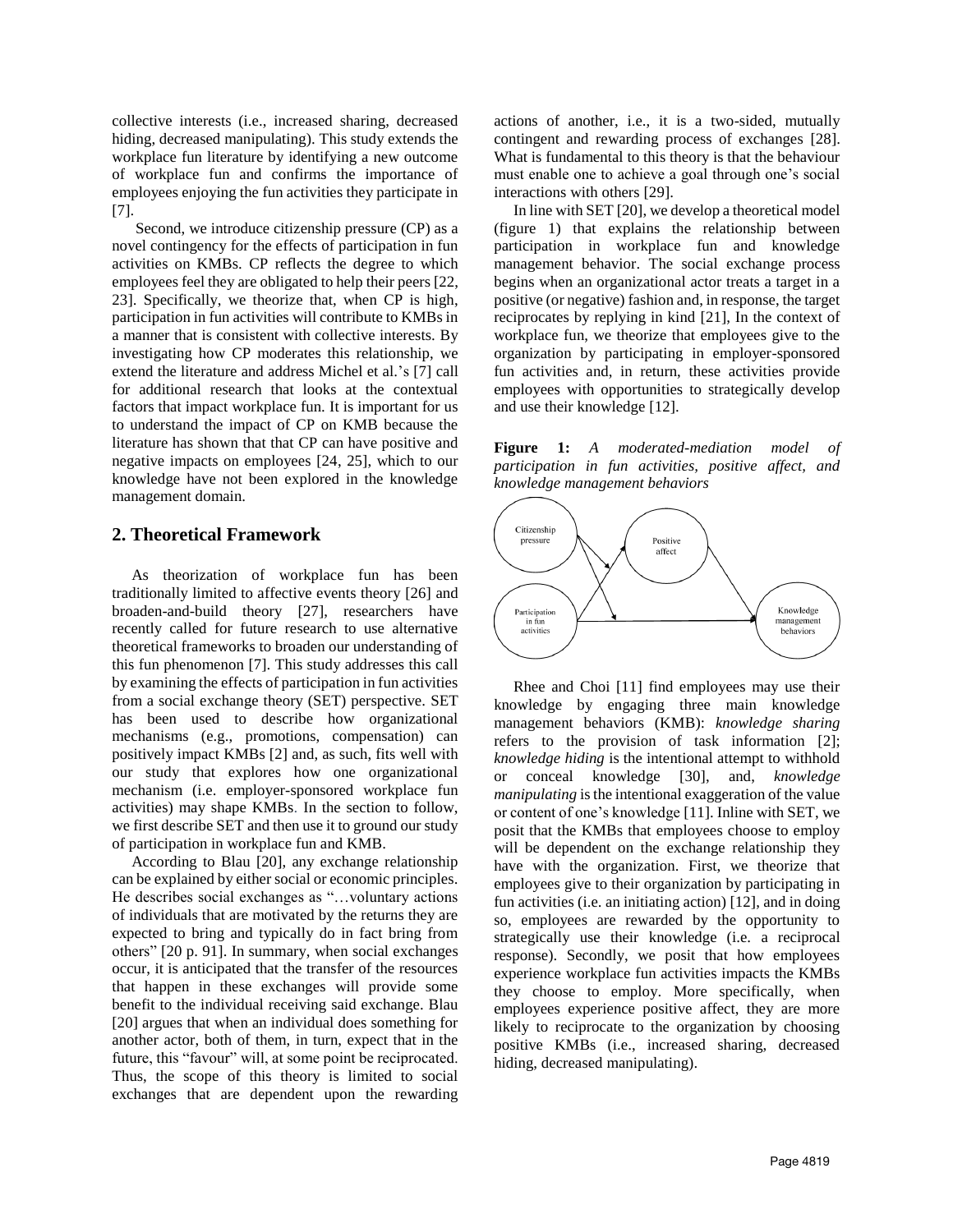collective interests (i.e., increased sharing, decreased hiding, decreased manipulating). This study extends the workplace fun literature by identifying a new outcome of workplace fun and confirms the importance of employees enjoying the fun activities they participate in [7].

Second, we introduce citizenship pressure (CP) as a novel contingency for the effects of participation in fun activities on KMBs. CP reflects the degree to which employees feel they are obligated to help their peers [22, 23]. Specifically, we theorize that, when CP is high, participation in fun activities will contribute to KMBs in a manner that is consistent with collective interests. By investigating how CP moderates this relationship, we extend the literature and address Michel et al.'s [7] call for additional research that looks at the contextual factors that impact workplace fun. It is important for us to understand the impact of CP on KMB because the literature has shown that that CP can have positive and negative impacts on employees [24, 25], which to our knowledge have not been explored in the knowledge management domain.

## 2. Theoretical Framework

As theorization of workplace fun has been traditionally limited to affective events theory [26] and broaden-and-build theory [27], researchers have recently called for future research to use alternative theoretical frameworks to broaden our understanding of this fun phenomenon [7]. This study addresses this call by examining the effects of participation in fun activities from a social exchange theory (SET) perspective. SET has been used to describe how organizational mechanisms (e.g., promotions, compensation) can positively impact KMBs [2] and, as such, fits well with our study that explores how one organizational mechanism (i.e. employer-sponsored workplace fun activities) may shape KMBs. In the section to follow, we first describe SET and then use it to ground our study of participation in workplace fun and KMB.

According to Blau [20], any exchange relationship can be explained by either social or economic principles. He describes social exchanges as "…voluntary actions of individuals that are motivated by the returns they are expected to bring and typically do in fact bring from others" [20 p. 91]. In summary, when social exchanges occur, it is anticipated that the transfer of the resources that happen in these exchanges will provide some benefit to the individual receiving said exchange. Blau [20] argues that when an individual does something for another actor, both of them, in turn, expect that in the future, this "favour" will, at some point be reciprocated. Thus, the scope of this theory is limited to social exchanges that are dependent upon the rewarding actions of another, i.e., it is a two-sided, mutually contingent and rewarding process of exchanges [28]. What is fundamental to this theory is that the behaviour must enable one to achieve a goal through one's social interactions with others [29].

In line with SET [20], we develop a theoretical model (figure 1) that explains the relationship between participation in workplace fun and knowledge management behavior. The social exchange process begins when an organizational actor treats a target in a positive (or negative) fashion and, in response, the target reciprocates by replying in kind [21], In the context of workplace fun, we theorize that employees give to the organization by participating in employer-sponsored fun activities and, in return, these activities provide employees with opportunities to strategically develop and use their knowledge [12].

**Figure 1:** *A moderated-mediation model of participation in fun activities, positive affect, and knowledge management behaviors*

Rhee and Choi [11] find employees may use their knowledge by engaging three main knowledge management behaviors (KMB): *knowledge sharing* refers to the provision of task information [2]; *knowledge hiding* is the intentional attempt to withhold or conceal knowledge [30], and, *knowledge manipulating* is the intentional exaggeration of the value or content of one's knowledge [11]. Inline with SET, we posit that the KMBs that employees choose to employ will be dependent on the exchange relationship they have with the organization. First, we theorize that employees give to their organization by participating in fun activities (i.e. an initiating action) [12], and in doing so, employees are rewarded by the opportunity to strategically use their knowledge (i.e. a reciprocal response). Secondly, we posit that how employees experience workplace fun activities impacts the KMBs they choose to employ. More specifically, when employees experience positive affect, they are more likely to reciprocate to the organization by choosing positive KMBs (i.e., increased sharing, decreased hiding, decreased manipulating).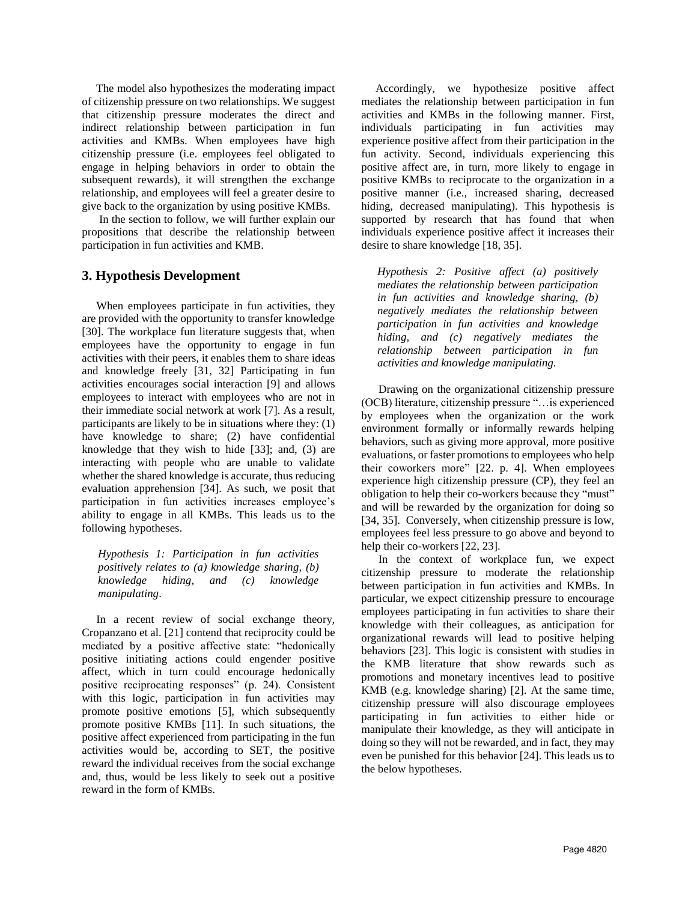The model also hypothesizes the moderating impact of citizenship pressure on two relationships. We suggest that citizenship pressure moderates the direct and indirect relationship between participation in fun activities and KMBs. When employees have high citizenship pressure (i.e. employees feel obligated to engage in helping behaviors in order to obtain the subsequent rewards), it will strengthen the exchange relationship, and employees will feel a greater desire to give back to the organization by using positive KMBs.

In the section to follow, we will further explain our propositions that describe the relationship between participation in fun activities and KMB.

## 3. Hypothesis Development

When employees participate in fun activities, they are provided with the opportunity to transfer knowledge [30]. The workplace fun literature suggests that, when employees have the opportunity to engage in fun activities with their peers, it enables them to share ideas and knowledge freely [31, 32] Participating in fun activities encourages social interaction [9] and allows employees to interact with employees who are not in their immediate social network at work [7]. As a result, participants are likely to be in situations where they: (1) have knowledge to share; (2) have confidential knowledge that they wish to hide [33]; and, (3) are interacting with people who are unable to validate whether the shared knowledge is accurate, thus reducing evaluation apprehension [34]. As such, we posit that participation in fun activities increases employee's ability to engage in all KMBs. This leads us to the following hypotheses.

> *Hypothesis 1: Participation in fun activities positively relates to (a) knowledge sharing, (b) knowledge hiding, and (c) knowledge manipulating*.

In a recent review of social exchange theory, Cropanzano et al. [21] contend that reciprocity could be mediated by a positive affective state: "hedonically positive initiating actions could engender positive affect, which in turn could encourage hedonically positive reciprocating responses" (p. 24). Consistent with this logic, participation in fun activities may promote positive emotions [5], which subsequently promote positive KMBs [11]. In such situations, the positive affect experienced from participating in the fun activities would be, according to SET, the positive reward the individual receives from the social exchange and, thus, would be less likely to seek out a positive reward in the form of KMBs.

Accordingly, we hypothesize positive affect mediates the relationship between participation in fun activities and KMBs in the following manner. First, individuals participating in fun activities may experience positive affect from their participation in the fun activity. Second, individuals experiencing this positive affect are, in turn, more likely to engage in positive KMBs to reciprocate to the organization in a positive manner (i.e., increased sharing, decreased hiding, decreased manipulating). This hypothesis is supported by research that has found that when individuals experience positive affect it increases their desire to share knowledge [18, 35].

> *Hypothesis 2: Positive affect (a) positively mediates the relationship between participation in fun activities and knowledge sharing, (b) negatively mediates the relationship between participation in fun activities and knowledge hiding, and (c) negatively mediates the relationship between participation in fun activities and knowledge manipulating.*

Drawing on the organizational citizenship pressure (OCB) literature, citizenship pressure "…is experienced by employees when the organization or the work environment formally or informally rewards helping behaviors, such as giving more approval, more positive evaluations, or faster promotions to employees who help their coworkers more" [22. p. 4]. When employees experience high citizenship pressure (CP), they feel an obligation to help their co-workers because they "must" and will be rewarded by the organization for doing so [34, 35]. Conversely, when citizenship pressure is low, employees feel less pressure to go above and beyond to help their co-workers [22, 23].

In the context of workplace fun, we expect citizenship pressure to moderate the relationship between participation in fun activities and KMBs. In particular, we expect citizenship pressure to encourage employees participating in fun activities to share their knowledge with their colleagues, as anticipation for organizational rewards will lead to positive helping behaviors [23]. This logic is consistent with studies in the KMB literature that show rewards such as promotions and monetary incentives lead to positive KMB (e.g. knowledge sharing) [2]. At the same time, citizenship pressure will also discourage employees participating in fun activities to either hide or manipulate their knowledge, as they will anticipate in doing so they will not be rewarded, and in fact, they may even be punished for this behavior [24]. This leads us to the below hypotheses.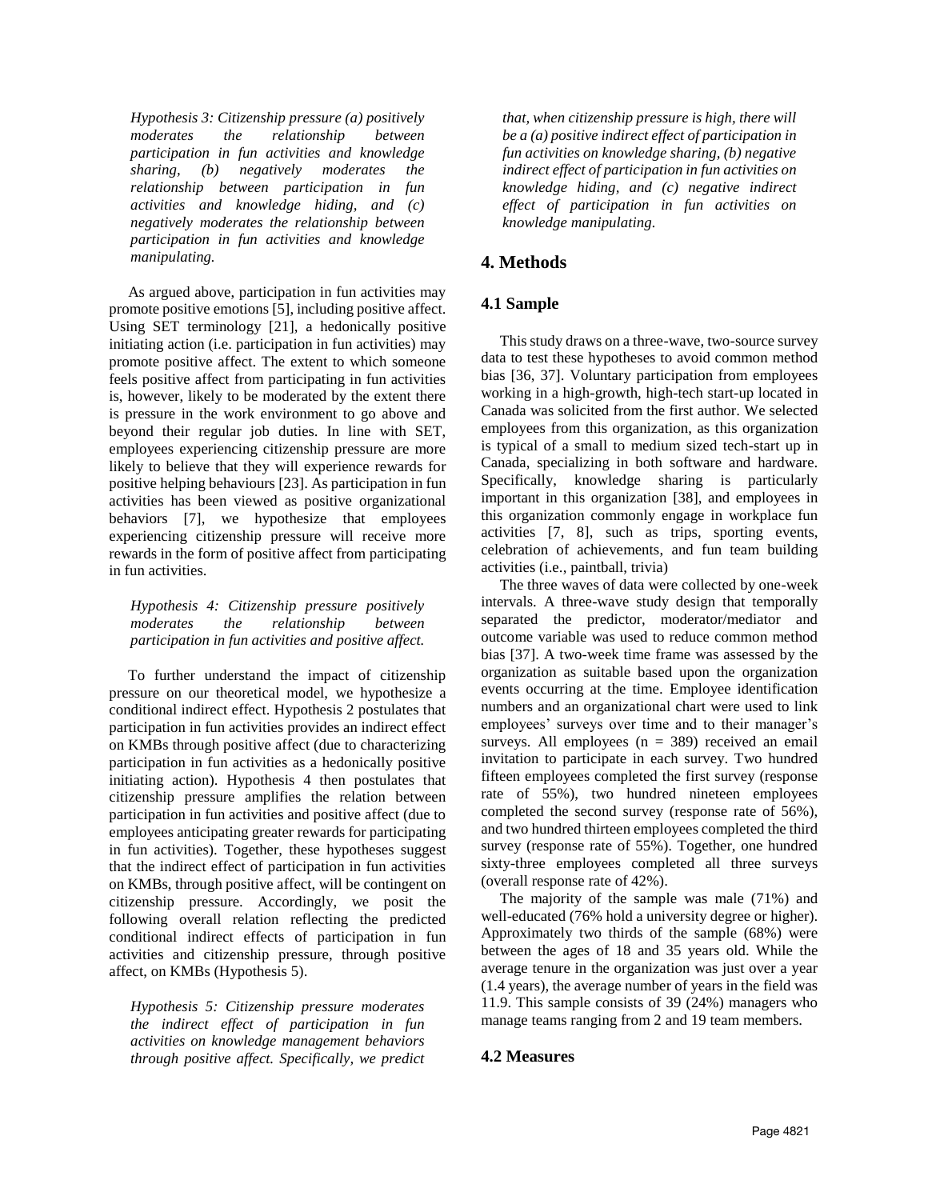*Hypothesis 3: Citizenship pressure (a) positively moderates the relationship between participation in fun activities and knowledge sharing, (b) negatively moderates the relationship between participation in fun activities and knowledge hiding, and (c) negatively moderates the relationship between participation in fun activities and knowledge manipulating.*

As argued above, participation in fun activities may promote positive emotions [5], including positive affect. Using SET terminology [21], a hedonically positive initiating action (i.e. participation in fun activities) may promote positive affect. The extent to which someone feels positive affect from participating in fun activities is, however, likely to be moderated by the extent there is pressure in the work environment to go above and beyond their regular job duties. In line with SET, employees experiencing citizenship pressure are more likely to believe that they will experience rewards for positive helping behaviours [23]. As participation in fun activities has been viewed as positive organizational behaviors [7], we hypothesize that employees experiencing citizenship pressure will receive more rewards in the form of positive affect from participating in fun activities.

*Hypothesis 4: Citizenship pressure positively moderates the relationship between participation in fun activities and positive affect.*

To further understand the impact of citizenship pressure on our theoretical model, we hypothesize a conditional indirect effect. Hypothesis 2 postulates that participation in fun activities provides an indirect effect on KMBs through positive affect (due to characterizing participation in fun activities as a hedonically positive initiating action). Hypothesis 4 then postulates that citizenship pressure amplifies the relation between participation in fun activities and positive affect (due to employees anticipating greater rewards for participating in fun activities). Together, these hypotheses suggest that the indirect effect of participation in fun activities on KMBs, through positive affect, will be contingent on citizenship pressure. Accordingly, we posit the following overall relation reflecting the predicted conditional indirect effects of participation in fun activities and citizenship pressure, through positive affect, on KMBs (Hypothesis 5).

*Hypothesis 5: Citizenship pressure moderates the indirect effect of participation in fun activities on knowledge management behaviors through positive affect. Specifically, we predict that, when citizenship pressure is high, there will be a (a) positive indirect effect of participation in fun activities on knowledge sharing, (b) negative indirect effect of participation in fun activities on knowledge hiding, and (c) negative indirect effect of participation in fun activities on knowledge manipulating.*

## 4. Methods

### 4.1 Sample

This study draws on a three-wave, two-source survey data to test these hypotheses to avoid common method bias [36, 37]. Voluntary participation from employees working in a high-growth, high-tech start-up located in Canada was solicited from the first author. We selected employees from this organization, as this organization is typical of a small to medium sized tech-start up in Canada, specializing in both software and hardware. Specifically, knowledge sharing is particularly important in this organization [38], and employees in this organization commonly engage in workplace fun activities [7, 8], such as trips, sporting events, celebration of achievements, and fun team building activities (i.e., paintball, trivia)

The three waves of data were collected by one-week intervals. A three-wave study design that temporally separated the predictor, moderator/mediator and outcome variable was used to reduce common method bias [37]. A two-week time frame was assessed by the organization as suitable based upon the organization events occurring at the time. Employee identification numbers and an organizational chart were used to link employees' surveys over time and to their manager's surveys. All employees (n = 389) received an email invitation to participate in each survey. Two hundred fifteen employees completed the first survey (response rate of 55%), two hundred nineteen employees completed the second survey (response rate of 56%), and two hundred thirteen employees completed the third survey (response rate of 55%). Together, one hundred sixty-three employees completed all three surveys (overall response rate of 42%).

The majority of the sample was male (71%) and well-educated (76% hold a university degree or higher). Approximately two thirds of the sample (68%) were between the ages of 18 and 35 years old. While the average tenure in the organization was just over a year (1.4 years), the average number of years in the field was 11.9. This sample consists of 39 (24%) managers who manage teams ranging from 2 and 19 team members.

### 4.2 Measures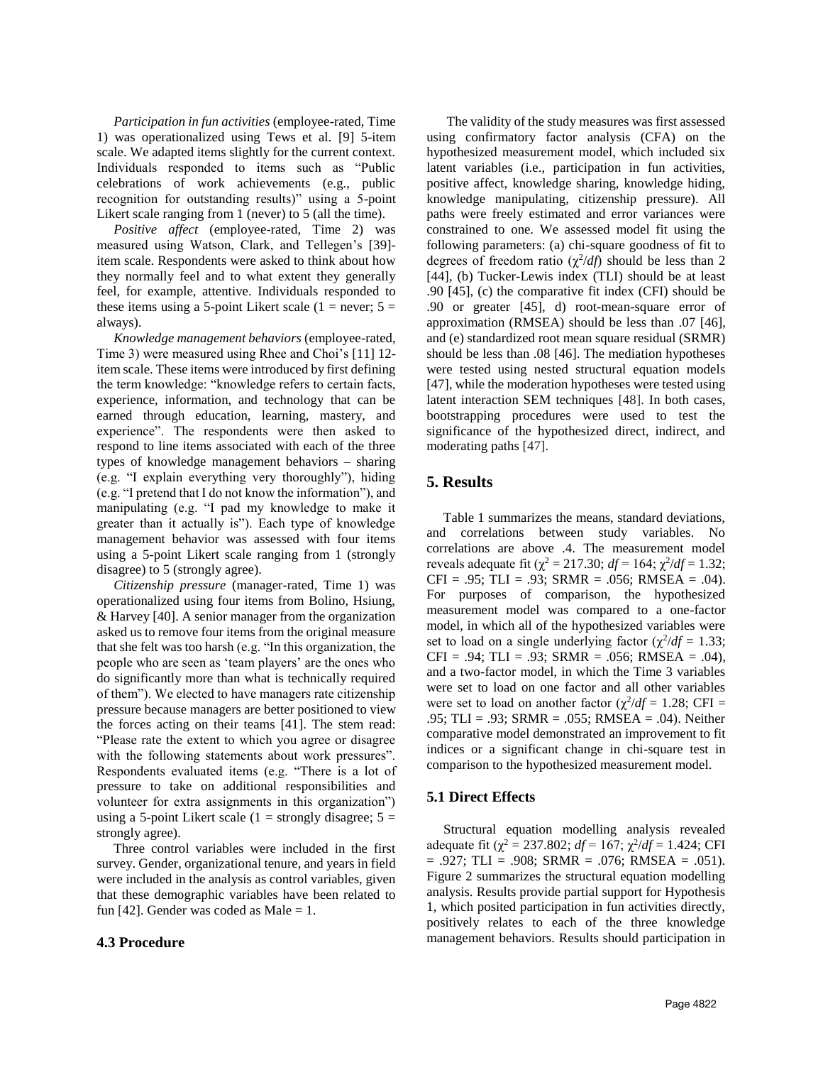*Participation in fun activities* (employee-rated, Time 1) was operationalized using Tews et al. [9] 5-item scale. We adapted items slightly for the current context. Individuals responded to items such as "Public celebrations of work achievements (e.g., public recognition for outstanding results)" using a 5-point Likert scale ranging from 1 (never) to 5 (all the time).

*Positive affect* (employee-rated, Time 2) was measured using Watson, Clark, and Tellegen's [39]-item scale. Respondents were asked to think about how they normally feel and to what extent they generally feel, for example, attentive. Individuals responded to these items using a 5-point Likert scale (1 = never; 5 = always).

*Knowledge management behaviors* (employee-rated, Time 3) were measured using Rhee and Choi's [11] 12-item scale. These items were introduced by first defining the term knowledge: "knowledge refers to certain facts, experience, information, and technology that can be earned through education, learning, mastery, and experience". The respondents were then asked to respond to line items associated with each of the three types of knowledge management behaviors – sharing (e.g. "I explain everything very thoroughly"), hiding (e.g. "I pretend that I do not know the information"), and manipulating (e.g. "I pad my knowledge to make it greater than it actually is"). Each type of knowledge management behavior was assessed with four items using a 5-point Likert scale ranging from 1 (strongly disagree) to 5 (strongly agree).

*Citizenship pressure* (manager-rated, Time 1) was operationalized using four items from Bolino, Hsiung, & Harvey [40]. A senior manager from the organization asked us to remove four items from the original measure that she felt was too harsh (e.g. "In this organization, the people who are seen as 'team players' are the ones who do significantly more than what is technically required of them"). We elected to have managers rate citizenship pressure because managers are better positioned to view the forces acting on their teams [41]. The stem read: "Please rate the extent to which you agree or disagree with the following statements about work pressures". Respondents evaluated items (e.g. "There is a lot of pressure to take on additional responsibilities and volunteer for extra assignments in this organization") using a 5-point Likert scale (1 = strongly disagree; 5 = strongly agree).

Three control variables were included in the first survey. Gender, organizational tenure, and years in field were included in the analysis as control variables, given that these demographic variables have been related to fun [42]. Gender was coded as Male = 1.

### 4.3 Procedure

The validity of the study measures was first assessed using confirmatory factor analysis (CFA) on the hypothesized measurement model, which included six latent variables (i.e., participation in fun activities, positive affect, knowledge sharing, knowledge hiding, knowledge manipulating, citizenship pressure). All paths were freely estimated and error variances were constrained to one. We assessed model fit using the following parameters: (a) chi-square goodness of fit to degrees of freedom ratio ($\chi^2/df$) should be less than 2 [44], (b) Tucker-Lewis index (TLI) should be at least .90 [45], (c) the comparative fit index (CFI) should be .90 or greater [45], d) root-mean-square error of approximation (RMSEA) should be less than .07 [46], and (e) standardized root mean square residual (SRMR) should be less than .08 [46]. The mediation hypotheses were tested using nested structural equation models [47], while the moderation hypotheses were tested using latent interaction SEM techniques [48]. In both cases, bootstrapping procedures were used to test the significance of the hypothesized direct, indirect, and moderating paths [47].

## 5. Results

Table 1 summarizes the means, standard deviations, and correlations between study variables. No correlations are above .4. The measurement model reveals adequate fit ($\chi^2$ = 217.30; $df$ = 164; $\chi^2/df$ = 1.32; CFI = .95; TLI = .93; SRMR = .056; RMSEA = .04). For purposes of comparison, the hypothesized measurement model was compared to a one-factor model, in which all of the hypothesized variables were set to load on a single underlying factor ($\chi^2/df$ = 1.33; CFI = .94; TLI = .93; SRMR = .056; RMSEA = .04), and a two-factor model, in which the Time 3 variables were set to load on one factor and all other variables were set to load on another factor ($\chi^2/df$ = 1.28; CFI = .95; TLI = .93; SRMR = .055; RMSEA = .04). Neither comparative model demonstrated an improvement to fit indices or a significant change in chi-square test in comparison to the hypothesized measurement model.

### 5.1 Direct Effects

Structural equation modelling analysis revealed adequate fit ($\chi^2$ = 237.802; $df$ = 167; $\chi^2/df$ = 1.424; CFI = .927; TLI = .908; SRMR = .076; RMSEA = .051). Figure 2 summarizes the structural equation modelling analysis. Results provide partial support for Hypothesis 1, which posited participation in fun activities directly, positively relates to each of the three knowledge management behaviors. Results should participation in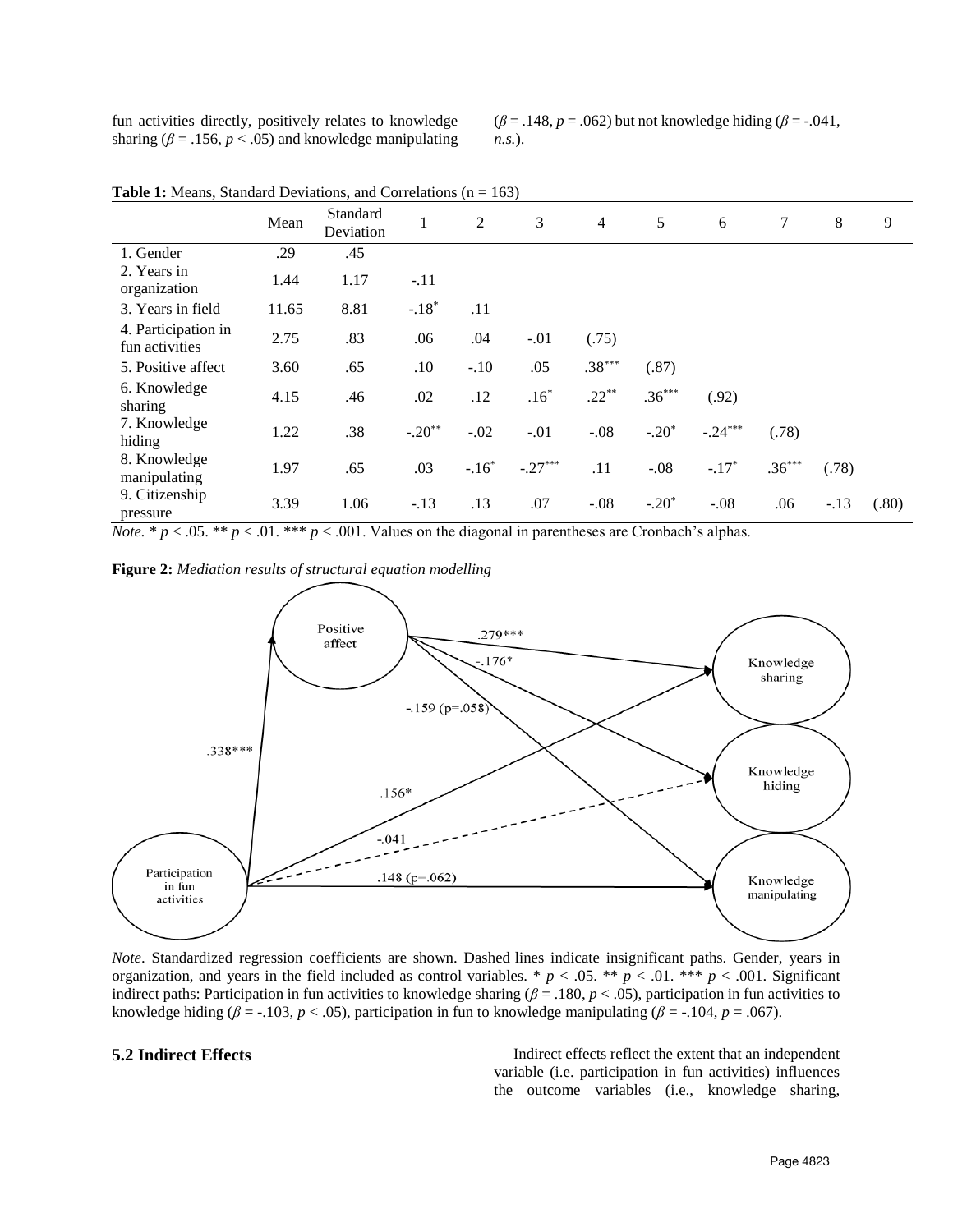fun activities directly, positively relates to knowledge sharing ($\beta$ = .156, $p$ < .05) and knowledge manipulating ($\beta$ = .148, $p$ = .062) but not knowledge hiding ($\beta$ = -.041, *n.s.*).

**Table 1:** Means, Standard Deviations, and Correlations (n = 163)

| | Mean | Standard Deviation | 1 | 2 | 3 | 4 | 5 | 6 | 7 | 8 | 9 |
|---|---|---|---|---|---|---|---|---|---|---|---|
| 1. Gender | .29 | .45 | | | | | | | | | |
| 2. Years in organization | 1.44 | 1.17 | -.11 | | | | | | | | |
| 3. Years in field | 11.65 | 8.81 | -.18* | .11 | | | | | | | |
| 4. Participation in fun activities | 2.75 | .83 | .06 | .04 | -.01 | (.75) | | | | | |
| 5. Positive affect | 3.60 | .65 | .10 | -.10 | .05 | .38*** | (.87) | | | | |
| 6. Knowledge sharing | 4.15 | .46 | .02 | .12 | .16* | .22** | .36*** | (.92) | | | |
| 7. Knowledge hiding | 1.22 | .38 | -.20** | -.02 | -.01 | -.08 | -.20* | -.24*** | (.78) | | |
| 8. Knowledge manipulating | 1.97 | .65 | .03 | -.16* | -.27*** | .11 | -.08 | -.17* | .36*** | (.78) | |
| 9. Citizenship pressure | 3.39 | 1.06 | -.13 | .13 | .07 | -.08 | -.20* | -.08 | .06 | -.13 | (.80) |

*Note.* * $p$ < .05. ** $p$ < .01. *** $p$ < .001. Values on the diagonal in parentheses are Cronbach's alphas.

**Figure 2:** *Mediation results of structural equation modelling*

*Note*. Standardized regression coefficients are shown. Dashed lines indicate insignificant paths. Gender, years in organization, and years in the field included as control variables. * $p$ < .05. ** $p$ < .01. *** $p$ < .001. Significant indirect paths: Participation in fun activities to knowledge sharing ($\beta$ = .180, $p$ < .05), participation in fun activities to knowledge hiding ($\beta$ = -.103, $p$ < .05), participation in fun to knowledge manipulating ($\beta$ = -.104, $p$ = .067).

### 5.2 Indirect Effects

Indirect effects reflect the extent that an independent variable (i.e. participation in fun activities) influences the outcome variables (i.e., knowledge sharing,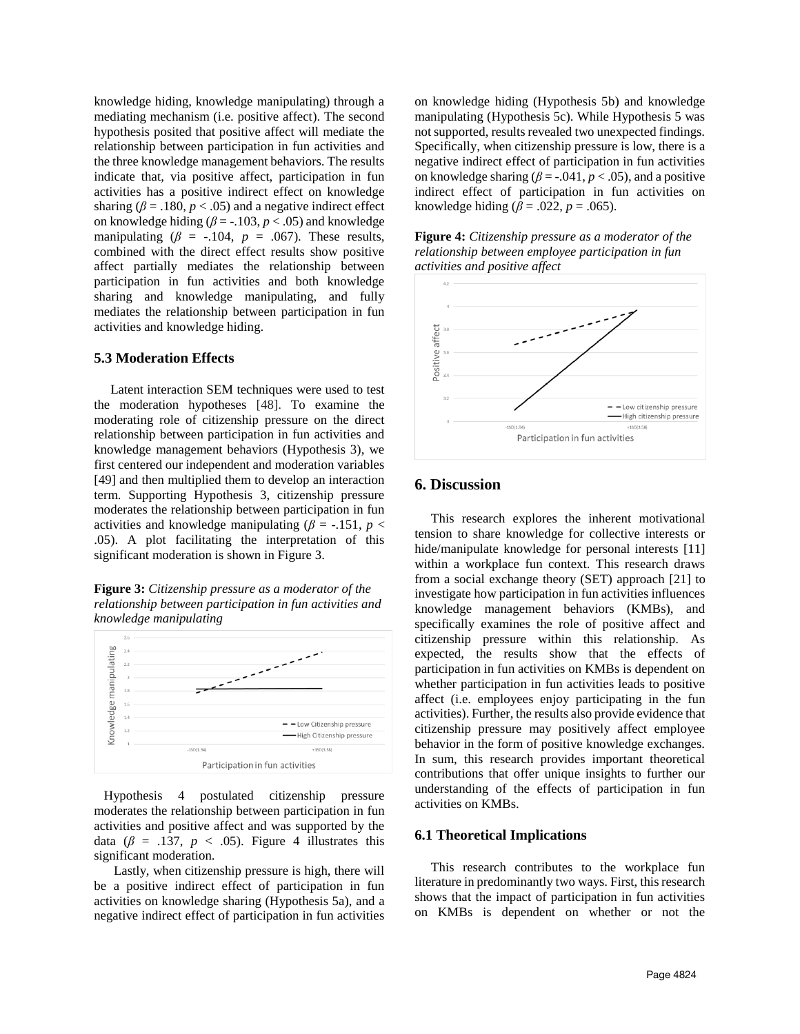knowledge hiding, knowledge manipulating) through a mediating mechanism (i.e. positive affect). The second hypothesis posited that positive affect will mediate the relationship between participation in fun activities and the three knowledge management behaviors. The results indicate that, via positive affect, participation in fun activities has a positive indirect effect on knowledge sharing ($\beta$ = .180, $p < .05$) and a negative indirect effect on knowledge hiding ($\beta$ = -.103, $p < .05$) and knowledge manipulating ($\beta$ = -.104, $p$ = .067). These results, combined with the direct effect results show positive affect partially mediates the relationship between participation in fun activities and both knowledge sharing and knowledge manipulating, and fully mediates the relationship between participation in fun activities and knowledge hiding.

### 5.3 Moderation Effects

Latent interaction SEM techniques were used to test the moderation hypotheses [48]. To examine the moderating role of citizenship pressure on the direct relationship between participation in fun activities and knowledge management behaviors (Hypothesis 3), we first centered our independent and moderation variables [49] and then multiplied them to develop an interaction term. Supporting Hypothesis 3, citizenship pressure moderates the relationship between participation in fun activities and knowledge manipulating ($\beta$ = -.151, $p < .05$). A plot facilitating the interpretation of this significant moderation is shown in Figure 3.

**Figure 3:** *Citizenship pressure as a moderator of the relationship between participation in fun activities and knowledge manipulating*

Hypothesis 4 postulated citizenship pressure moderates the relationship between participation in fun activities and positive affect and was supported by the data ($\beta$ = .137, $p < .05$). Figure 4 illustrates this significant moderation.

Lastly, when citizenship pressure is high, there will be a positive indirect effect of participation in fun activities on knowledge sharing (Hypothesis 5a), and a negative indirect effect of participation in fun activities on knowledge hiding (Hypothesis 5b) and knowledge manipulating (Hypothesis 5c). While Hypothesis 5 was not supported, results revealed two unexpected findings. Specifically, when citizenship pressure is low, there is a negative indirect effect of participation in fun activities on knowledge sharing ($\beta$ = -.041, $p < .05$), and a positive indirect effect of participation in fun activities on knowledge hiding ($\beta$ = .022, $p$ = .065).

**Figure 4:** *Citizenship pressure as a moderator of the relationship between employee participation in fun activities and positive affect*

## 6. Discussion

This research explores the inherent motivational tension to share knowledge for collective interests or hide/manipulate knowledge for personal interests [11] within a workplace fun context. This research draws from a social exchange theory (SET) approach [21] to investigate how participation in fun activities influences knowledge management behaviors (KMBs), and specifically examines the role of positive affect and citizenship pressure within this relationship. As expected, the results show that the effects of participation in fun activities on KMBs is dependent on whether participation in fun activities leads to positive affect (i.e. employees enjoy participating in the fun activities). Further, the results also provide evidence that citizenship pressure may positively affect employee behavior in the form of positive knowledge exchanges. In sum, this research provides important theoretical contributions that offer unique insights to further our understanding of the effects of participation in fun activities on KMBs.

### 6.1 Theoretical Implications

This research contributes to the workplace fun literature in predominantly two ways. First, this research shows that the impact of participation in fun activities on KMBs is dependent on whether or not the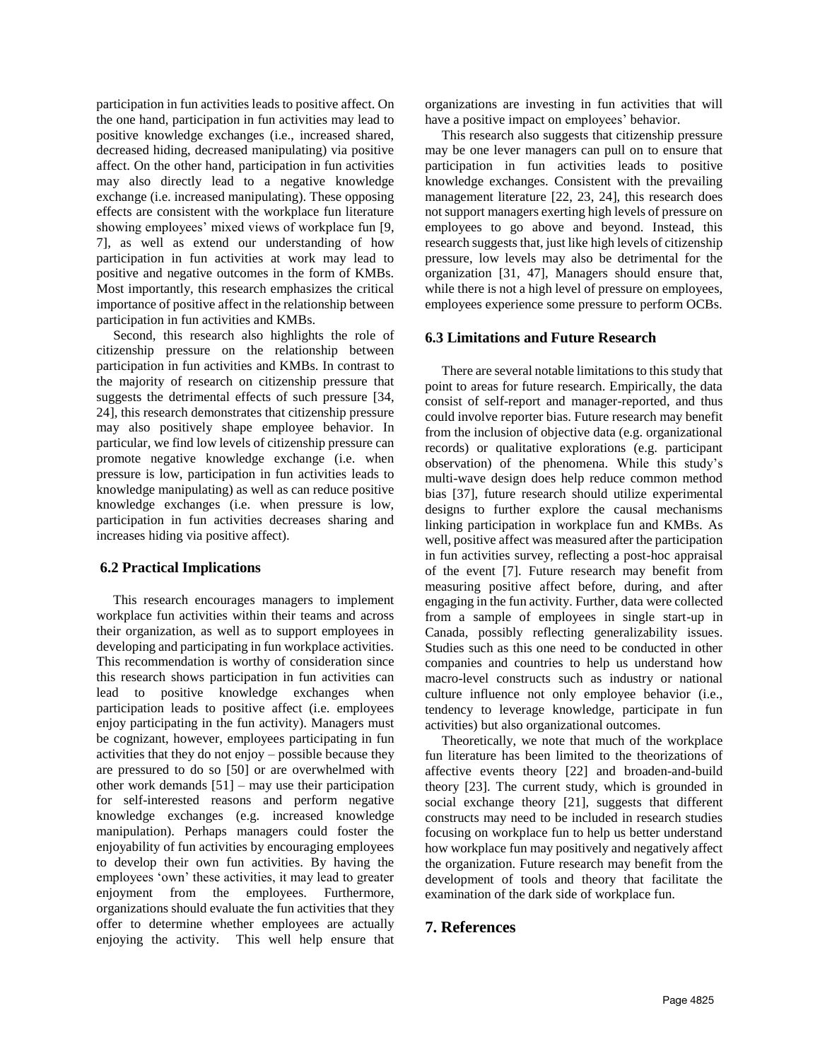participation in fun activities leads to positive affect. On the one hand, participation in fun activities may lead to positive knowledge exchanges (i.e., increased shared, decreased hiding, decreased manipulating) via positive affect. On the other hand, participation in fun activities may also directly lead to a negative knowledge exchange (i.e. increased manipulating). These opposing effects are consistent with the workplace fun literature showing employees' mixed views of workplace fun [9, 7], as well as extend our understanding of how participation in fun activities at work may lead to positive and negative outcomes in the form of KMBs. Most importantly, this research emphasizes the critical importance of positive affect in the relationship between participation in fun activities and KMBs.

Second, this research also highlights the role of citizenship pressure on the relationship between participation in fun activities and KMBs. In contrast to the majority of research on citizenship pressure that suggests the detrimental effects of such pressure [34, 24], this research demonstrates that citizenship pressure may also positively shape employee behavior. In particular, we find low levels of citizenship pressure can promote negative knowledge exchange (i.e. when pressure is low, participation in fun activities leads to knowledge manipulating) as well as can reduce positive knowledge exchanges (i.e. when pressure is low, participation in fun activities decreases sharing and increases hiding via positive affect).

### 6.2 Practical Implications

This research encourages managers to implement workplace fun activities within their teams and across their organization, as well as to support employees in developing and participating in fun workplace activities. This recommendation is worthy of consideration since this research shows participation in fun activities can lead to positive knowledge exchanges when participation leads to positive affect (i.e. employees enjoy participating in the fun activity). Managers must be cognizant, however, employees participating in fun activities that they do not enjoy – possible because they are pressured to do so [50] or are overwhelmed with other work demands [51] – may use their participation for self-interested reasons and perform negative knowledge exchanges (e.g. increased knowledge manipulation). Perhaps managers could foster the enjoyability of fun activities by encouraging employees to develop their own fun activities. By having the employees 'own' these activities, it may lead to greater enjoyment from the employees. Furthermore, organizations should evaluate the fun activities that they offer to determine whether employees are actually enjoying the activity. This well help ensure that organizations are investing in fun activities that will have a positive impact on employees' behavior.

This research also suggests that citizenship pressure may be one lever managers can pull on to ensure that participation in fun activities leads to positive knowledge exchanges. Consistent with the prevailing management literature [22, 23, 24], this research does not support managers exerting high levels of pressure on employees to go above and beyond. Instead, this research suggests that, just like high levels of citizenship pressure, low levels may also be detrimental for the organization [31, 47], Managers should ensure that, while there is not a high level of pressure on employees, employees experience some pressure to perform OCBs.

### 6.3 Limitations and Future Research

There are several notable limitations to this study that point to areas for future research. Empirically, the data consist of self-report and manager-reported, and thus could involve reporter bias. Future research may benefit from the inclusion of objective data (e.g. organizational records) or qualitative explorations (e.g. participant observation) of the phenomena. While this study's multi-wave design does help reduce common method bias [37], future research should utilize experimental designs to further explore the causal mechanisms linking participation in workplace fun and KMBs. As well, positive affect was measured after the participation in fun activities survey, reflecting a post-hoc appraisal of the event [7]. Future research may benefit from measuring positive affect before, during, and after engaging in the fun activity. Further, data were collected from a sample of employees in single start-up in Canada, possibly reflecting generalizability issues. Studies such as this one need to be conducted in other companies and countries to help us understand how macro-level constructs such as industry or national culture influence not only employee behavior (i.e., tendency to leverage knowledge, participate in fun activities) but also organizational outcomes.

Theoretically, we note that much of the workplace fun literature has been limited to the theorizations of affective events theory [22] and broaden-and-build theory [23]. The current study, which is grounded in social exchange theory [21], suggests that different constructs may need to be included in research studies focusing on workplace fun to help us better understand how workplace fun may positively and negatively affect the organization. Future research may benefit from the development of tools and theory that facilitate the examination of the dark side of workplace fun.

## 7. References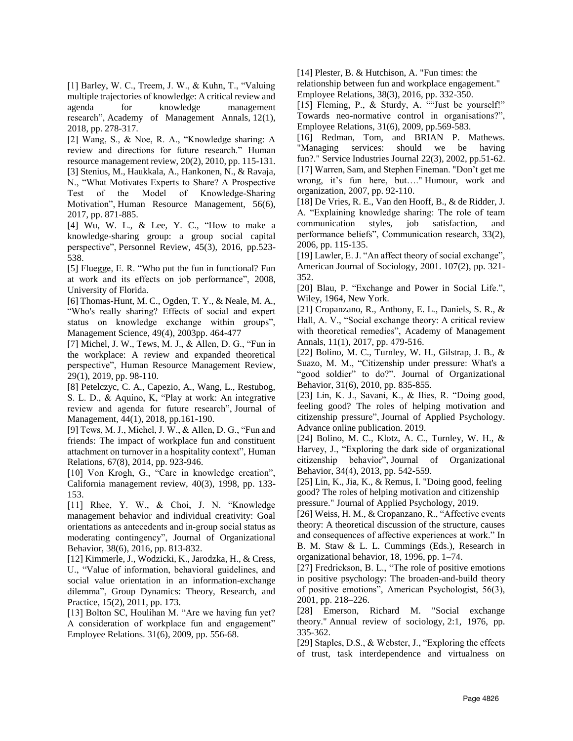[1] Barley, W. C., Treem, J. W., & Kuhn, T., "Valuing multiple trajectories of knowledge: A critical review and agenda for knowledge management research", Academy of Management Annals, 12(1), 2018, pp. 278-317.

[2] Wang, S., & Noe, R. A., "Knowledge sharing: A review and directions for future research." Human resource management review, 20(2), 2010, pp. 115-131.

[3] Stenius, M., Haukkala, A., Hankonen, N., & Ravaja, N., "What Motivates Experts to Share? A Prospective Test of the Model of Knowledge-Sharing Motivation", Human Resource Management, 56(6), 2017, pp. 871-885.

[4] Wu, W. L., & Lee, Y. C., "How to make a knowledge-sharing group: a group social capital perspective", Personnel Review, 45(3), 2016, pp.523-538.

[5] Fluegge, E. R. "Who put the fun in functional? Fun at work and its effects on job performance", 2008, University of Florida.

[6] Thomas-Hunt, M. C., Ogden, T. Y., & Neale, M. A., "Who's really sharing? Effects of social and expert status on knowledge exchange within groups", Management Science, 49(4), 2003pp. 464-477

[7] Michel, J. W., Tews, M. J., & Allen, D. G., "Fun in the workplace: A review and expanded theoretical perspective", Human Resource Management Review, 29(1), 2019, pp. 98-110.

[8] Petelczyc, C. A., Capezio, A., Wang, L., Restubog, S. L. D., & Aquino, K, "Play at work: An integrative review and agenda for future research", Journal of Management, 44(1), 2018, pp.161-190.

[9] Tews, M. J., Michel, J. W., & Allen, D. G., "Fun and friends: The impact of workplace fun and constituent attachment on turnover in a hospitality context", Human Relations, 67(8), 2014, pp. 923-946.

[10] Von Krogh, G., "Care in knowledge creation", California management review, 40(3), 1998, pp. 133-153.

[11] Rhee, Y. W., & Choi, J. N. "Knowledge management behavior and individual creativity: Goal orientations as antecedents and in-group social status as moderating contingency", Journal of Organizational Behavior, 38(6), 2016, pp. 813-832.

[12] Kimmerle, J., Wodzicki, K., Jarodzka, H., & Cress, U., "Value of information, behavioral guidelines, and social value orientation in an information-exchange dilemma", Group Dynamics: Theory, Research, and Practice, 15(2), 2011, pp. 173.

[13] Bolton SC, Houlihan M. "Are we having fun yet? A consideration of workplace fun and engagement" Employee Relations. 31(6), 2009, pp. 556-68.

[14] Plester, B. & Hutchison, A. "Fun times: the relationship between fun and workplace engagement." Employee Relations, 38(3), 2016, pp. 332-350.

[15] Fleming, P., & Sturdy, A. ""Just be yourself!" Towards neo-normative control in organisations?", Employee Relations, 31(6), 2009, pp.569-583.

[16] Redman, Tom, and BRIAN P. Mathews. "Managing services: should we be having fun?." Service Industries Journal 22(3), 2002, pp.51-62.

[17] Warren, Sam, and Stephen Fineman. "Don't get me wrong, it's fun here, but…." Humour, work and organization, 2007, pp. 92-110.

[18] De Vries, R. E., Van den Hooff, B., & de Ridder, J. A. "Explaining knowledge sharing: The role of team communication styles, job satisfaction, and performance beliefs", Communication research, 33(2), 2006, pp. 115-135.

[19] Lawler, E. J. "An affect theory of social exchange", American Journal of Sociology, 2001. 107(2), pp. 321-352.

[20] Blau, P. "Exchange and Power in Social Life.", Wiley, 1964, New York.

[21] Cropanzano, R., Anthony, E. L., Daniels, S. R., & Hall, A. V., "Social exchange theory: A critical review with theoretical remedies", Academy of Management Annals, 11(1), 2017, pp. 479-516.

[22] Bolino, M. C., Turnley, W. H., Gilstrap, J. B., & Suazo, M. M., "Citizenship under pressure: What's a "good soldier" to do?". Journal of Organizational Behavior, 31(6), 2010, pp. 835-855.

[23] Lin, K. J., Savani, K., & Ilies, R. "Doing good, feeling good? The roles of helping motivation and citizenship pressure", Journal of Applied Psychology. Advance online publication. 2019.

[24] Bolino, M. C., Klotz, A. C., Turnley, W. H., & Harvey, J., "Exploring the dark side of organizational citizenship behavior", Journal of Organizational Behavior, 34(4), 2013, pp. 542-559.

[25] Lin, K., Jia, K., & Remus, I. "Doing good, feeling good? The roles of helping motivation and citizenship pressure." Journal of Applied Psychology, 2019.

[26] Weiss, H. M., & Cropanzano, R., "Affective events theory: A theoretical discussion of the structure, causes and consequences of affective experiences at work." In B. M. Staw & L. L. Cummings (Eds.), Research in organizational behavior, 18, 1996, pp. 1–74.

[27] Fredrickson, B. L., "The role of positive emotions in positive psychology: The broaden-and-build theory of positive emotions", American Psychologist, 56(3), 2001, pp. 218–226.

[28] Emerson, Richard M. "Social exchange theory." Annual review of sociology, 2:1, 1976, pp. 335-362.

[29] Staples, D.S., & Webster, J., "Exploring the effects of trust, task interdependence and virtualness on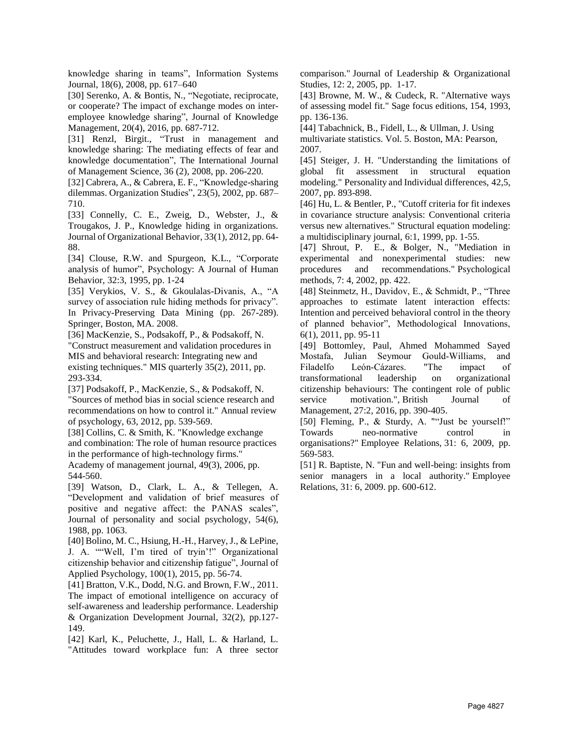knowledge sharing in teams", Information Systems Journal, 18(6), 2008, pp. 617–640

[30] Serenko, A. & Bontis, N., "Negotiate, reciprocate, or cooperate? The impact of exchange modes on inter-employee knowledge sharing", Journal of Knowledge Management, 20(4), 2016, pp. 687-712.

[31] Renzl, Birgit., "Trust in management and knowledge sharing: The mediating effects of fear and knowledge documentation", The International Journal of Management Science, 36 (2), 2008, pp. 206-220.

[32] Cabrera, A., & Cabrera, E. F., "Knowledge-sharing dilemmas. Organization Studies", 23(5), 2002, pp. 687–710.

[33] Connelly, C. E., Zweig, D., Webster, J., & Trougakos, J. P., Knowledge hiding in organizations. Journal of Organizational Behavior, 33(1), 2012, pp. 64-88.

[34] Clouse, R.W. and Spurgeon, K.L., "Corporate analysis of humor", Psychology: A Journal of Human Behavior, 32:3, 1995, pp. 1-24

[35] Verykios, V. S., & Gkoulalas-Divanis, A., "A survey of association rule hiding methods for privacy". In Privacy-Preserving Data Mining (pp. 267-289). Springer, Boston, MA. 2008.

[36] MacKenzie, S., Podsakoff, P., & Podsakoff, N. "Construct measurement and validation procedures in MIS and behavioral research: Integrating new and existing techniques." MIS quarterly 35(2), 2011, pp. 293-334.

[37] Podsakoff, P., MacKenzie, S., & Podsakoff, N. "Sources of method bias in social science research and recommendations on how to control it." Annual review of psychology, 63, 2012, pp. 539-569.

[38] Collins, C. & Smith, K. "Knowledge exchange and combination: The role of human resource practices in the performance of high-technology firms." Academy of management journal, 49(3), 2006, pp. 544-560.

[39] Watson, D., Clark, L. A., & Tellegen, A. "Development and validation of brief measures of positive and negative affect: the PANAS scales", Journal of personality and social psychology, 54(6), 1988, pp. 1063.

[40] Bolino, M. C., Hsiung, H.-H., Harvey, J., & LePine, J. A. ""Well, I'm tired of tryin'!" Organizational citizenship behavior and citizenship fatigue", Journal of Applied Psychology, 100(1), 2015, pp. 56-74.

[41] Bratton, V.K., Dodd, N.G. and Brown, F.W., 2011. The impact of emotional intelligence on accuracy of self-awareness and leadership performance. Leadership & Organization Development Journal, 32(2), pp.127-149.

[42] Karl, K., Peluchette, J., Hall, L. & Harland, L. "Attitudes toward workplace fun: A three sector comparison." Journal of Leadership & Organizational Studies, 12: 2, 2005, pp. 1-17.

[43] Browne, M. W., & Cudeck, R. "Alternative ways of assessing model fit." Sage focus editions, 154, 1993, pp. 136-136.

[44] Tabachnick, B., Fidell, L., & Ullman, J. Using multivariate statistics. Vol. 5. Boston, MA: Pearson, 2007.

[45] Steiger, J. H. "Understanding the limitations of global fit assessment in structural equation modeling." Personality and Individual differences, 42,5, 2007, pp. 893-898.

[46] Hu, L. & Bentler, P., "Cutoff criteria for fit indexes in covariance structure analysis: Conventional criteria versus new alternatives." Structural equation modeling: a multidisciplinary journal, 6:1, 1999, pp. 1-55.

[47] Shrout, P. E., & Bolger, N., "Mediation in experimental and nonexperimental studies: new procedures and recommendations." Psychological methods, 7: 4, 2002, pp. 422.

[48] Steinmetz, H., Davidov, E., & Schmidt, P., "Three approaches to estimate latent interaction effects: Intention and perceived behavioral control in the theory of planned behavior", Methodological Innovations, 6(1), 2011, pp. 95-11

[49] Bottomley, Paul, Ahmed Mohammed Sayed Mostafa, Julian Seymour Gould-Williams, and Filadelfo León-Cázares. "The impact of transformational leadership on organizational citizenship behaviours: The contingent role of public service motivation.", British Journal of Management, 27:2, 2016, pp. 390-405.

[50] Fleming, P., & Sturdy, A. ""Just be yourself!" Towards neo-normative control in organisations?" Employee Relations, 31: 6, 2009, pp. 569-583.

[51] R. Baptiste, N. "Fun and well-being: insights from senior managers in a local authority." Employee Relations, 31: 6, 2009. pp. 600-612.